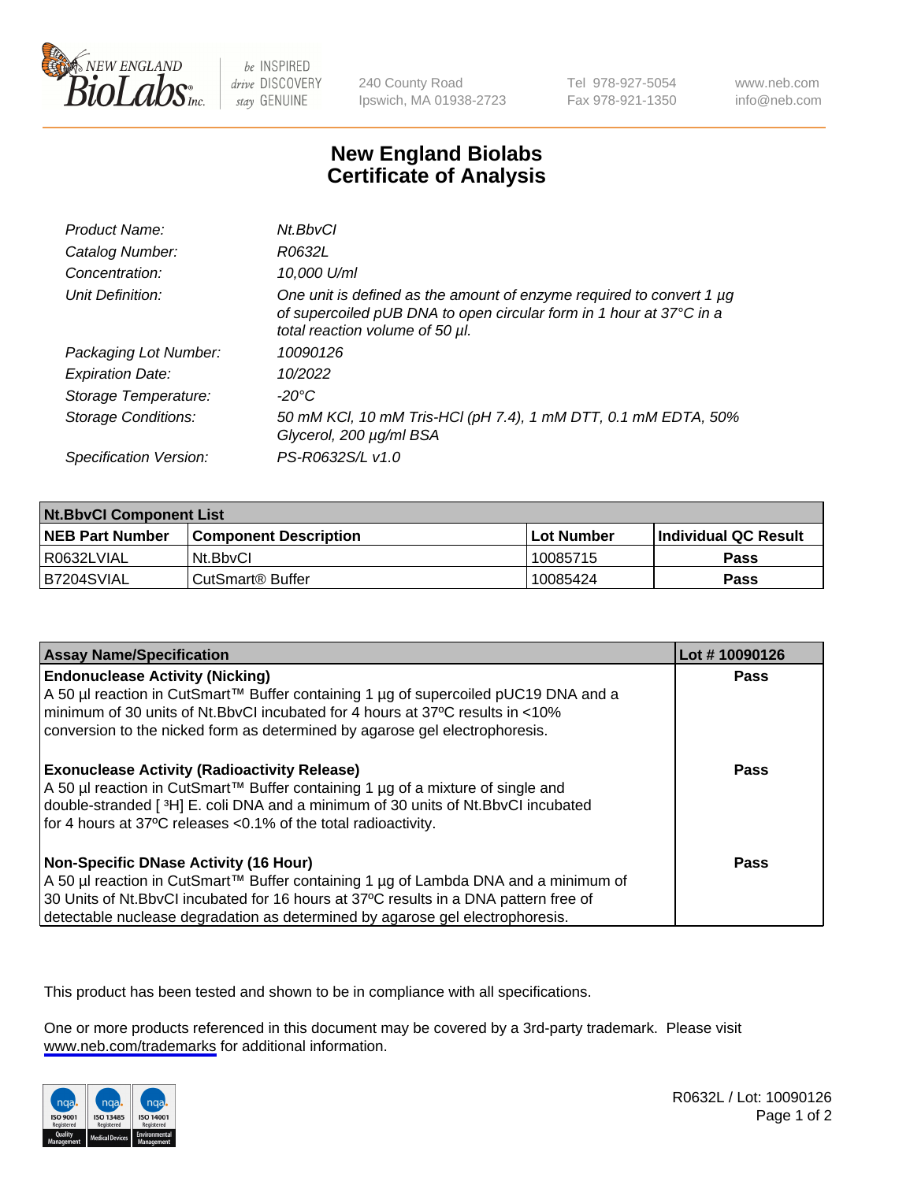NEW ENGLAND BioLabs Inc. — be INSPIRED drive DISCOVERY stay GENUINE

240 County Road
Ipswich, MA 01938-2723

Tel 978-927-5054
Fax 978-921-1350

www.neb.com
info@neb.com

# New England Biolabs Certificate of Analysis

| | |
|---|---|
| *Product Name:* | *Nt.BbvCI* |
| *Catalog Number:* | *R0632L* |
| *Concentration:* | *10,000 U/ml* |
| *Unit Definition:* | *One unit is defined as the amount of enzyme required to convert 1 µg of supercoiled pUB DNA to open circular form in 1 hour at 37°C in a total reaction volume of 50 µl.* |
| *Packaging Lot Number:* | *10090126* |
| *Expiration Date:* | *10/2022* |
| *Storage Temperature:* | *-20°C* |
| *Storage Conditions:* | *50 mM KCl, 10 mM Tris-HCl (pH 7.4), 1 mM DTT, 0.1 mM EDTA, 50% Glycerol, 200 µg/ml BSA* |
| *Specification Version:* | *PS-R0632S/L v1.0* |

| Nt.BbvCI Component List | | | |
|---|---|---|---|
| **NEB Part Number** | **Component Description** | **Lot Number** | **Individual QC Result** |
| R0632LVIAL | Nt.BbvCI | 10085715 | **Pass** |
| B7204SVIAL | CutSmart® Buffer | 10085424 | **Pass** |

| Assay Name/Specification | Lot # 10090126 |
|---|---|
| **Endonuclease Activity (Nicking)** A 50 µl reaction in CutSmart™ Buffer containing 1 µg of supercoiled pUC19 DNA and a minimum of 30 units of Nt.BbvCI incubated for 4 hours at 37ºC results in <10% conversion to the nicked form as determined by agarose gel electrophoresis. | **Pass** |
| **Exonuclease Activity (Radioactivity Release)** A 50 µl reaction in CutSmart™ Buffer containing 1 µg of a mixture of single and double-stranded [ $^3$H] E. coli DNA and a minimum of 30 units of Nt.BbvCI incubated for 4 hours at 37ºC releases <0.1% of the total radioactivity. | **Pass** |
| **Non-Specific DNase Activity (16 Hour)** A 50 µl reaction in CutSmart™ Buffer containing 1 µg of Lambda DNA and a minimum of 30 Units of Nt.BbvCI incubated for 16 hours at 37ºC results in a DNA pattern free of detectable nuclease degradation as determined by agarose gel electrophoresis. | **Pass** |

This product has been tested and shown to be in compliance with all specifications.

One or more products referenced in this document may be covered by a 3rd-party trademark. Please visit www.neb.com/trademarks for additional information.

R0632L / Lot: 10090126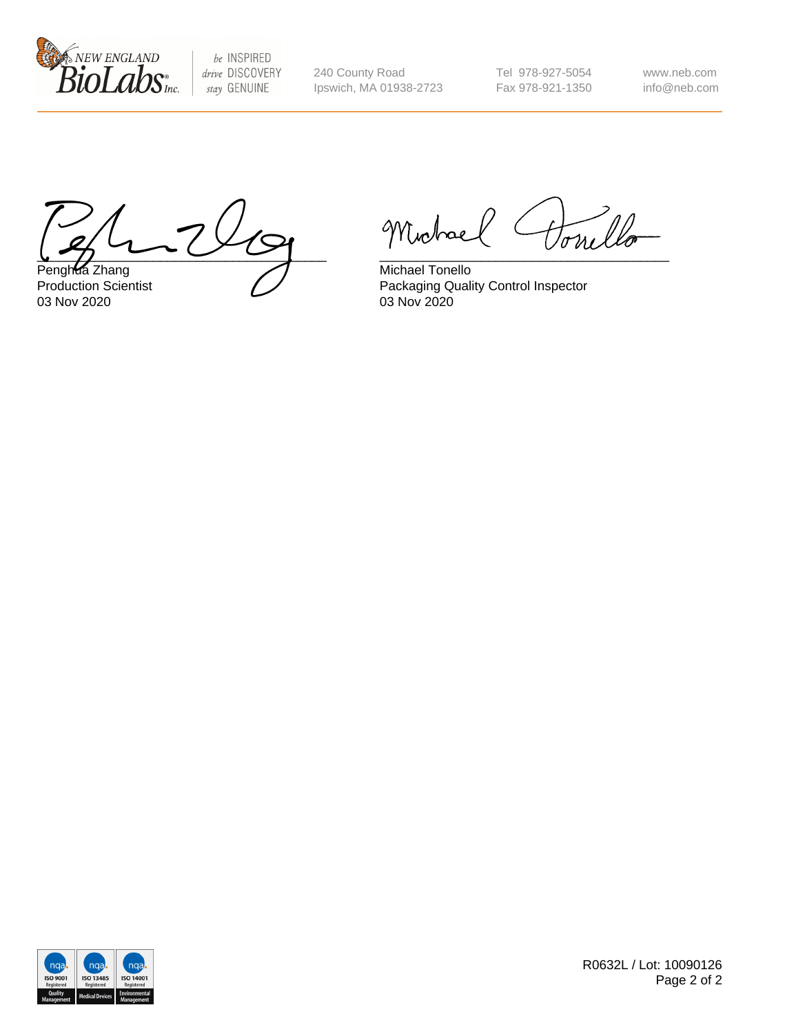Penghua Zhang
Production Scientist
03 Nov 2020

Michael Tonello
Packaging Quality Control Inspector
03 Nov 2020

R0632L / Lot: 10090126